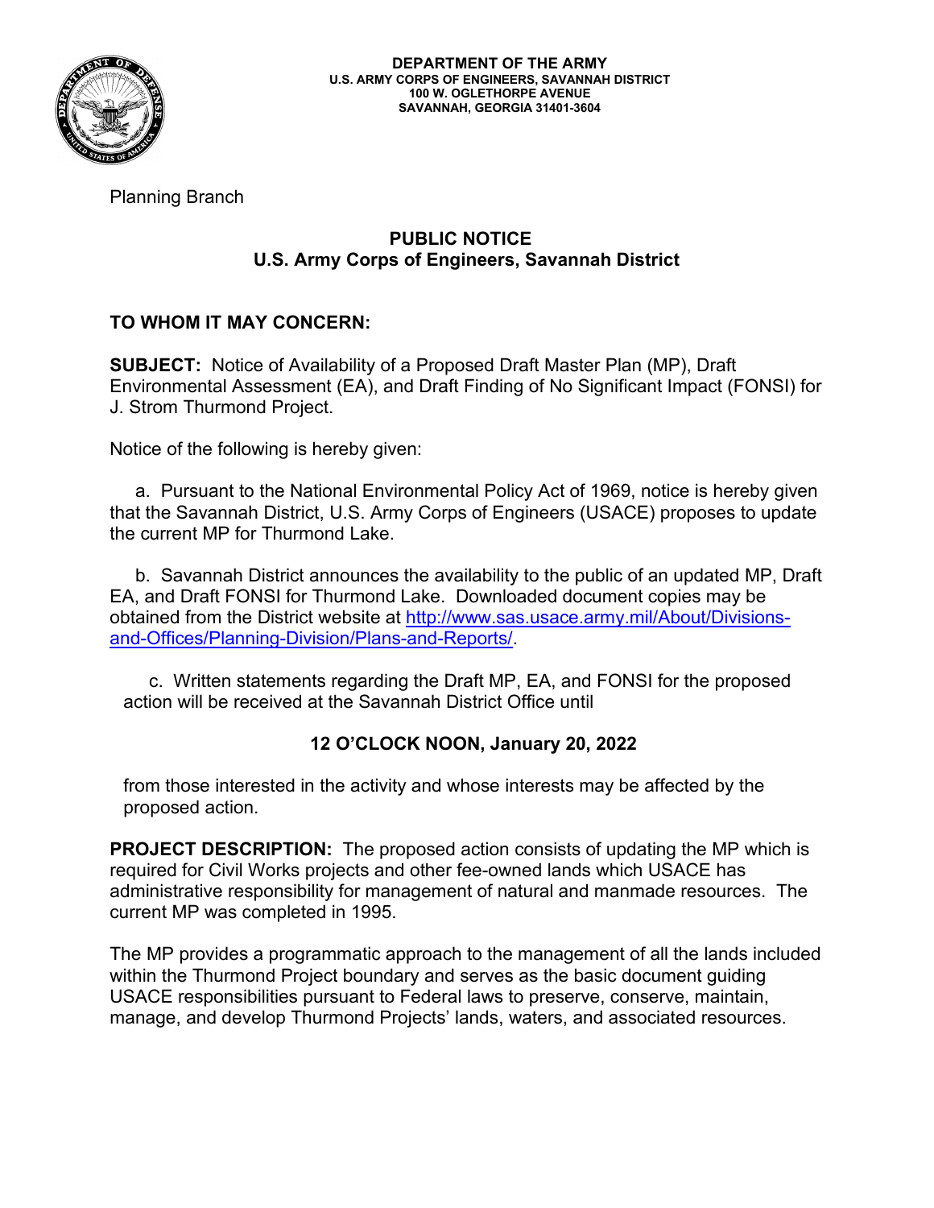**DEPARTMENT OF THE ARMY**
**U.S. ARMY CORPS OF ENGINEERS, SAVANNAH DISTRICT**
**100 W. OGLETHORPE AVENUE**
**SAVANNAH, GEORGIA 31401-3604**

Planning Branch

## PUBLIC NOTICE
## U.S. Army Corps of Engineers, Savannah District

**TO WHOM IT MAY CONCERN:**

**SUBJECT:** Notice of Availability of a Proposed Draft Master Plan (MP), Draft Environmental Assessment (EA), and Draft Finding of No Significant Impact (FONSI) for J. Strom Thurmond Project.

Notice of the following is hereby given:

a. Pursuant to the National Environmental Policy Act of 1969, notice is hereby given that the Savannah District, U.S. Army Corps of Engineers (USACE) proposes to update the current MP for Thurmond Lake.

b. Savannah District announces the availability to the public of an updated MP, Draft EA, and Draft FONSI for Thurmond Lake. Downloaded document copies may be obtained from the District website at [http://www.sas.usace.army.mil/About/Divisions-and-Offices/Planning-Division/Plans-and-Reports/](http://www.sas.usace.army.mil/About/Divisions-and-Offices/Planning-Division/Plans-and-Reports/).

c. Written statements regarding the Draft MP, EA, and FONSI for the proposed action will be received at the Savannah District Office until

**12 O'CLOCK NOON, January 20, 2022**

from those interested in the activity and whose interests may be affected by the proposed action.

**PROJECT DESCRIPTION:** The proposed action consists of updating the MP which is required for Civil Works projects and other fee-owned lands which USACE has administrative responsibility for management of natural and manmade resources. The current MP was completed in 1995.

The MP provides a programmatic approach to the management of all the lands included within the Thurmond Project boundary and serves as the basic document guiding USACE responsibilities pursuant to Federal laws to preserve, conserve, maintain, manage, and develop Thurmond Projects' lands, waters, and associated resources.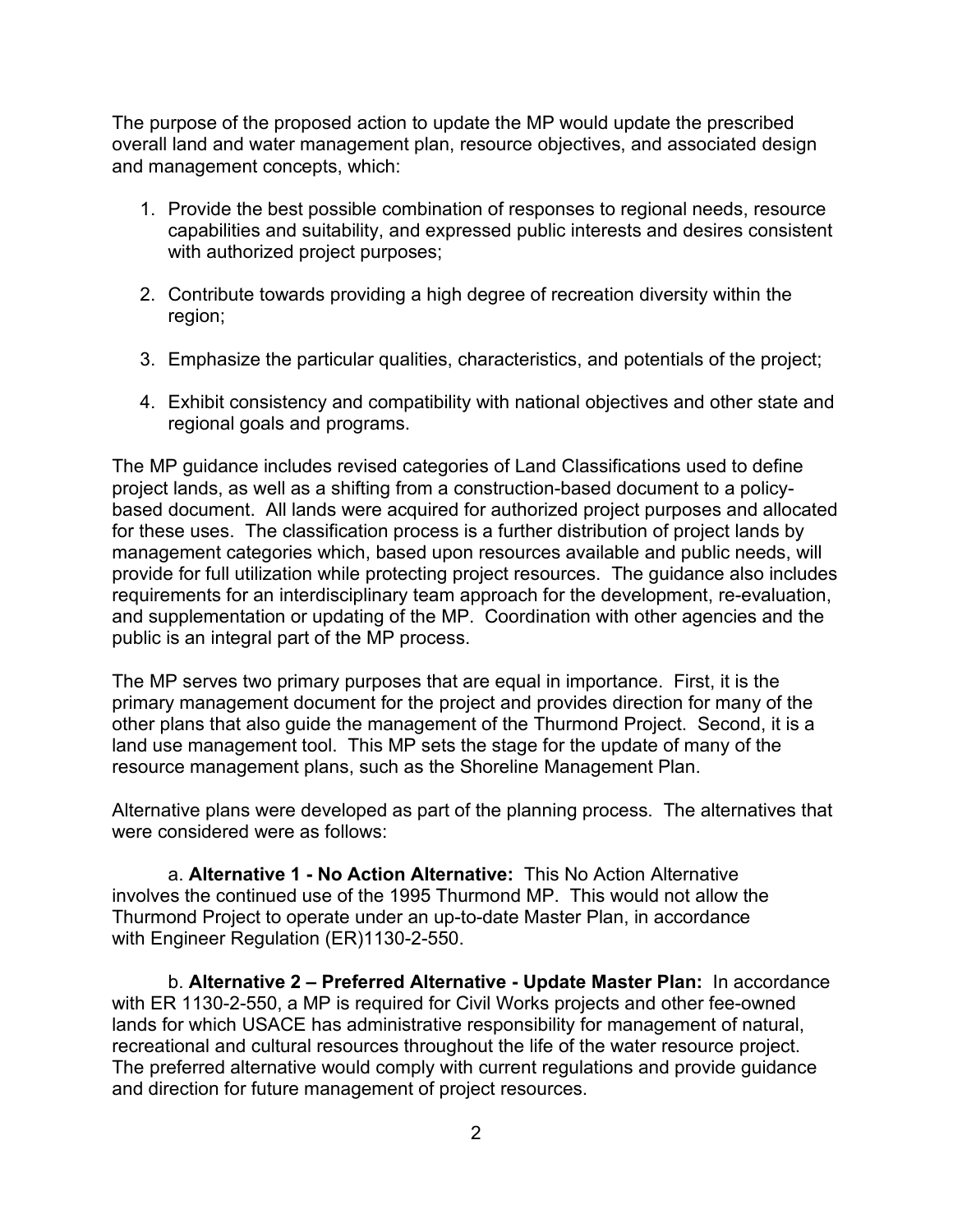The purpose of the proposed action to update the MP would update the prescribed overall land and water management plan, resource objectives, and associated design and management concepts, which:

1. Provide the best possible combination of responses to regional needs, resource capabilities and suitability, and expressed public interests and desires consistent with authorized project purposes;

2. Contribute towards providing a high degree of recreation diversity within the region;

3. Emphasize the particular qualities, characteristics, and potentials of the project;

4. Exhibit consistency and compatibility with national objectives and other state and regional goals and programs.

The MP guidance includes revised categories of Land Classifications used to define project lands, as well as a shifting from a construction-based document to a policy-based document. All lands were acquired for authorized project purposes and allocated for these uses. The classification process is a further distribution of project lands by management categories which, based upon resources available and public needs, will provide for full utilization while protecting project resources. The guidance also includes requirements for an interdisciplinary team approach for the development, re-evaluation, and supplementation or updating of the MP. Coordination with other agencies and the public is an integral part of the MP process.

The MP serves two primary purposes that are equal in importance. First, it is the primary management document for the project and provides direction for many of the other plans that also guide the management of the Thurmond Project. Second, it is a land use management tool. This MP sets the stage for the update of many of the resource management plans, such as the Shoreline Management Plan.

Alternative plans were developed as part of the planning process. The alternatives that were considered were as follows:

a. **Alternative 1 - No Action Alternative:** This No Action Alternative involves the continued use of the 1995 Thurmond MP. This would not allow the Thurmond Project to operate under an up-to-date Master Plan, in accordance with Engineer Regulation (ER)1130-2-550.

b. **Alternative 2 – Preferred Alternative - Update Master Plan:** In accordance with ER 1130-2-550, a MP is required for Civil Works projects and other fee-owned lands for which USACE has administrative responsibility for management of natural, recreational and cultural resources throughout the life of the water resource project. The preferred alternative would comply with current regulations and provide guidance and direction for future management of project resources.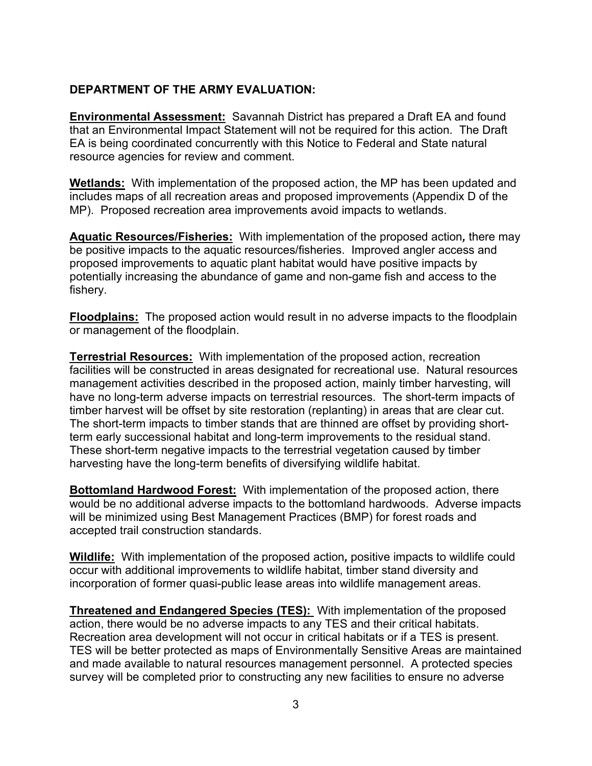**DEPARTMENT OF THE ARMY EVALUATION:**

**Environmental Assessment:** Savannah District has prepared a Draft EA and found that an Environmental Impact Statement will not be required for this action. The Draft EA is being coordinated concurrently with this Notice to Federal and State natural resource agencies for review and comment.

**Wetlands:** With implementation of the proposed action, the MP has been updated and includes maps of all recreation areas and proposed improvements (Appendix D of the MP). Proposed recreation area improvements avoid impacts to wetlands.

**Aquatic Resources/Fisheries:** With implementation of the proposed action*,* there may be positive impacts to the aquatic resources/fisheries. Improved angler access and proposed improvements to aquatic plant habitat would have positive impacts by potentially increasing the abundance of game and non-game fish and access to the fishery.

**Floodplains:** The proposed action would result in no adverse impacts to the floodplain or management of the floodplain.

**Terrestrial Resources:** With implementation of the proposed action, recreation facilities will be constructed in areas designated for recreational use. Natural resources management activities described in the proposed action, mainly timber harvesting, will have no long-term adverse impacts on terrestrial resources. The short-term impacts of timber harvest will be offset by site restoration (replanting) in areas that are clear cut. The short-term impacts to timber stands that are thinned are offset by providing short-term early successional habitat and long-term improvements to the residual stand. These short-term negative impacts to the terrestrial vegetation caused by timber harvesting have the long-term benefits of diversifying wildlife habitat.

**Bottomland Hardwood Forest:** With implementation of the proposed action, there would be no additional adverse impacts to the bottomland hardwoods. Adverse impacts will be minimized using Best Management Practices (BMP) for forest roads and accepted trail construction standards.

**Wildlife:** With implementation of the proposed action*,* positive impacts to wildlife could occur with additional improvements to wildlife habitat, timber stand diversity and incorporation of former quasi-public lease areas into wildlife management areas.

**Threatened and Endangered Species (TES):** With implementation of the proposed action, there would be no adverse impacts to any TES and their critical habitats. Recreation area development will not occur in critical habitats or if a TES is present. TES will be better protected as maps of Environmentally Sensitive Areas are maintained and made available to natural resources management personnel. A protected species survey will be completed prior to constructing any new facilities to ensure no adverse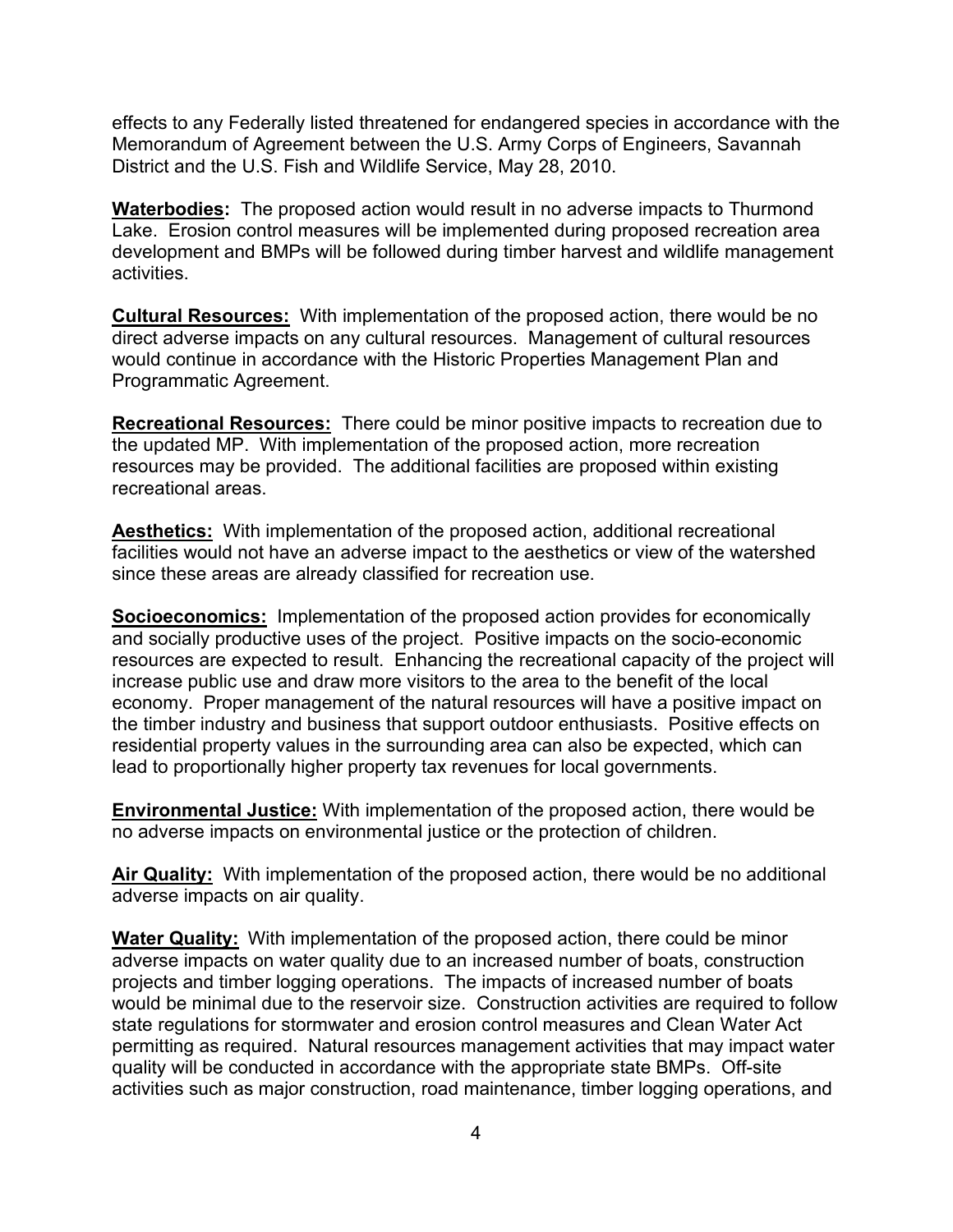effects to any Federally listed threatened for endangered species in accordance with the Memorandum of Agreement between the U.S. Army Corps of Engineers, Savannah District and the U.S. Fish and Wildlife Service, May 28, 2010.

**Waterbodies:** The proposed action would result in no adverse impacts to Thurmond Lake. Erosion control measures will be implemented during proposed recreation area development and BMPs will be followed during timber harvest and wildlife management activities.

**Cultural Resources:** With implementation of the proposed action, there would be no direct adverse impacts on any cultural resources. Management of cultural resources would continue in accordance with the Historic Properties Management Plan and Programmatic Agreement.

**Recreational Resources:** There could be minor positive impacts to recreation due to the updated MP. With implementation of the proposed action, more recreation resources may be provided. The additional facilities are proposed within existing recreational areas.

**Aesthetics:** With implementation of the proposed action, additional recreational facilities would not have an adverse impact to the aesthetics or view of the watershed since these areas are already classified for recreation use.

**Socioeconomics:** Implementation of the proposed action provides for economically and socially productive uses of the project. Positive impacts on the socio-economic resources are expected to result. Enhancing the recreational capacity of the project will increase public use and draw more visitors to the area to the benefit of the local economy. Proper management of the natural resources will have a positive impact on the timber industry and business that support outdoor enthusiasts. Positive effects on residential property values in the surrounding area can also be expected, which can lead to proportionally higher property tax revenues for local governments.

**Environmental Justice:** With implementation of the proposed action, there would be no adverse impacts on environmental justice or the protection of children.

**Air Quality:** With implementation of the proposed action, there would be no additional adverse impacts on air quality.

**Water Quality:** With implementation of the proposed action, there could be minor adverse impacts on water quality due to an increased number of boats, construction projects and timber logging operations. The impacts of increased number of boats would be minimal due to the reservoir size. Construction activities are required to follow state regulations for stormwater and erosion control measures and Clean Water Act permitting as required. Natural resources management activities that may impact water quality will be conducted in accordance with the appropriate state BMPs. Off-site activities such as major construction, road maintenance, timber logging operations, and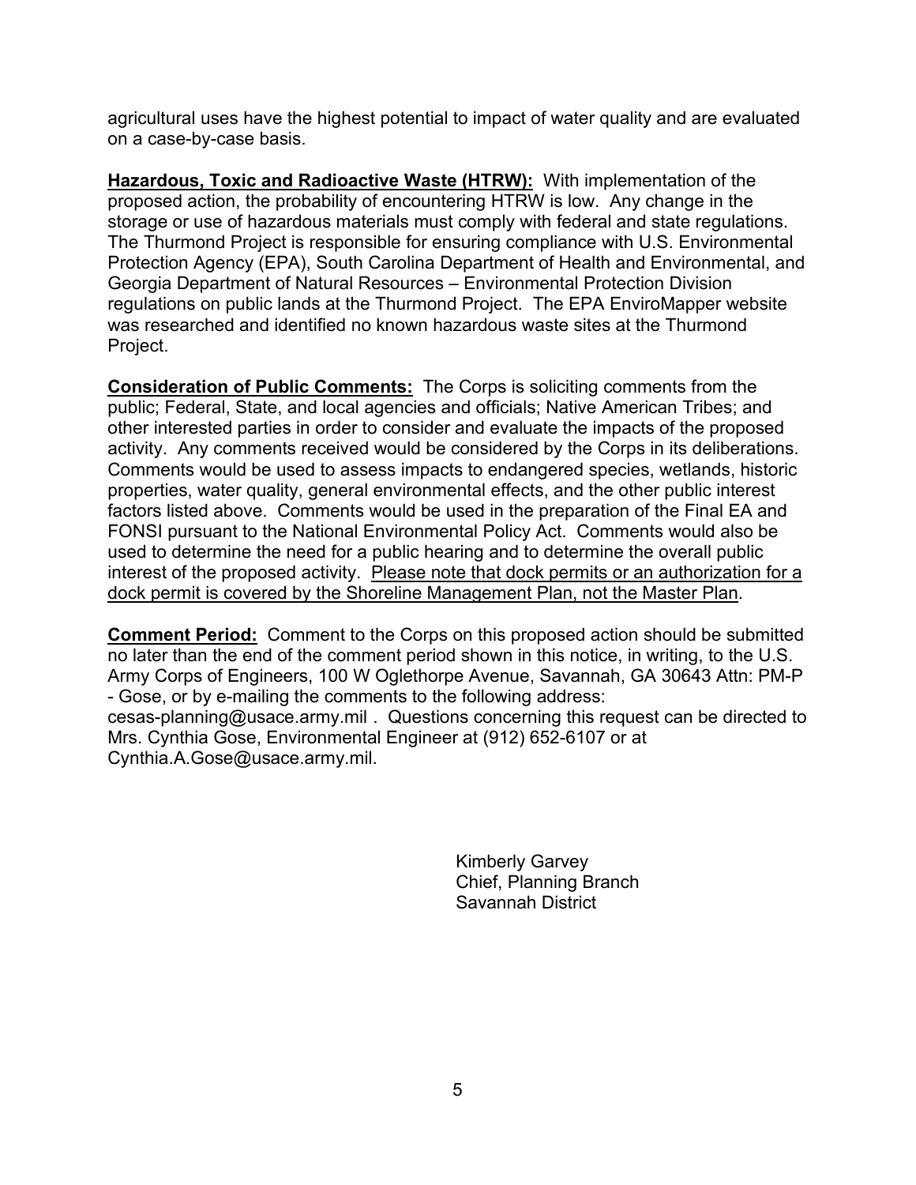agricultural uses have the highest potential to impact of water quality and are evaluated on a case-by-case basis.

**<u>Hazardous, Toxic and Radioactive Waste (HTRW):</u>** With implementation of the proposed action, the probability of encountering HTRW is low. Any change in the storage or use of hazardous materials must comply with federal and state regulations. The Thurmond Project is responsible for ensuring compliance with U.S. Environmental Protection Agency (EPA), South Carolina Department of Health and Environmental, and Georgia Department of Natural Resources – Environmental Protection Division regulations on public lands at the Thurmond Project. The EPA EnviroMapper website was researched and identified no known hazardous waste sites at the Thurmond Project.

**<u>Consideration of Public Comments:</u>** The Corps is soliciting comments from the public; Federal, State, and local agencies and officials; Native American Tribes; and other interested parties in order to consider and evaluate the impacts of the proposed activity. Any comments received would be considered by the Corps in its deliberations. Comments would be used to assess impacts to endangered species, wetlands, historic properties, water quality, general environmental effects, and the other public interest factors listed above. Comments would be used in the preparation of the Final EA and FONSI pursuant to the National Environmental Policy Act. Comments would also be used to determine the need for a public hearing and to determine the overall public interest of the proposed activity. <u>Please note that dock permits or an authorization for a dock permit is covered by the Shoreline Management Plan, not the Master Plan</u>.

**<u>Comment Period:</u>** Comment to the Corps on this proposed action should be submitted no later than the end of the comment period shown in this notice, in writing, to the U.S. Army Corps of Engineers, 100 W Oglethorpe Avenue, Savannah, GA 30643 Attn: PM-P - Gose, or by e-mailing the comments to the following address: cesas-planning@usace.army.mil . Questions concerning this request can be directed to Mrs. Cynthia Gose, Environmental Engineer at (912) 652-6107 or at Cynthia.A.Gose@usace.army.mil.

Kimberly Garvey
Chief, Planning Branch
Savannah District